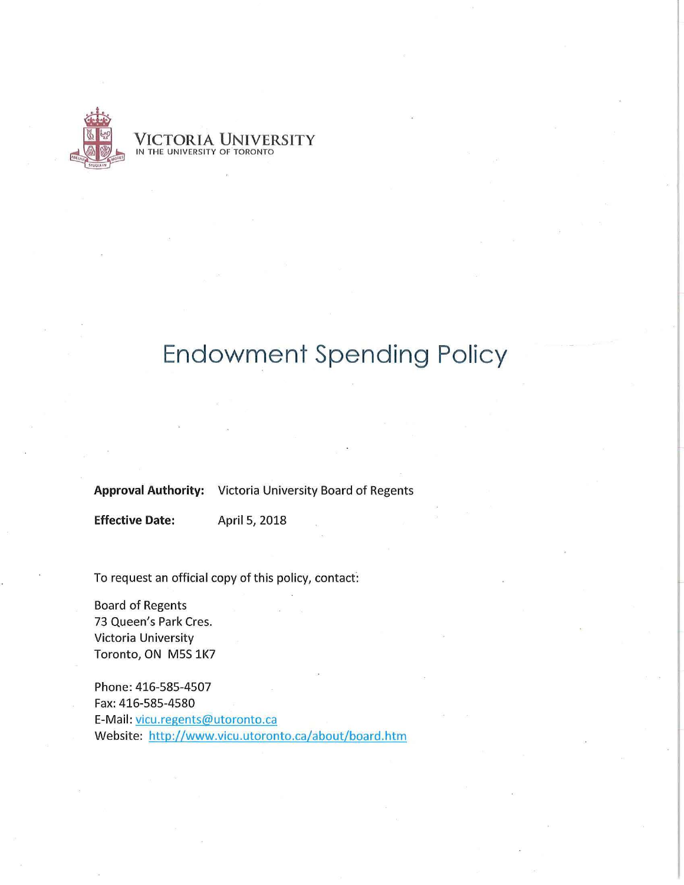VICTORIA UNIVERSITY
IN THE UNIVERSITY OF TORONTO

# Endowment Spending Policy

**Approval Authority:** Victoria University Board of Regents

**Effective Date:** April 5, 2018

To request an official copy of this policy, contact:

Board of Regents
73 Queen's Park Cres.
Victoria University
Toronto, ON M5S 1K7

Phone: 416-585-4507
Fax: 416-585-4580
E-Mail: vicu.regents@utoronto.ca
Website: http://www.vicu.utoronto.ca/about/board.htm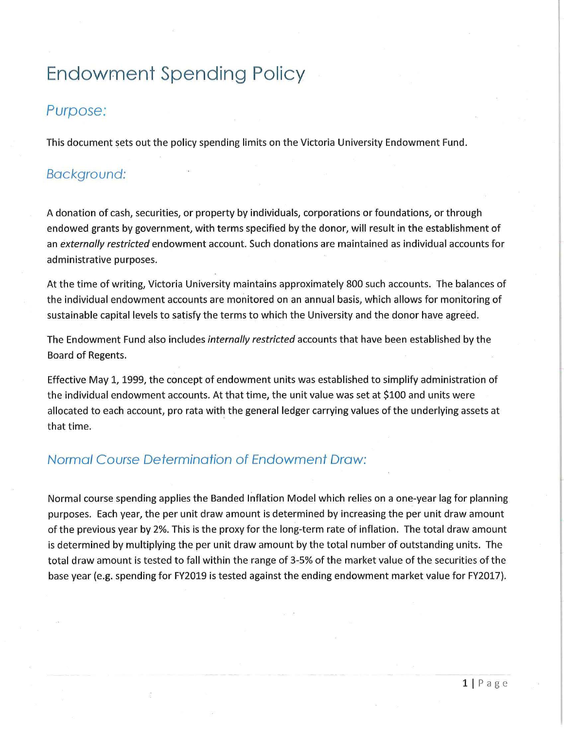# Endowment Spending Policy

## Purpose:

This document sets out the policy spending limits on the Victoria University Endowment Fund.

## Background:

A donation of cash, securities, or property by individuals, corporations or foundations, or through endowed grants by government, with terms specified by the donor, will result in the establishment of an *externally restricted* endowment account. Such donations are maintained as individual accounts for administrative purposes.

At the time of writing, Victoria University maintains approximately 800 such accounts. The balances of the individual endowment accounts are monitored on an annual basis, which allows for monitoring of sustainable capital levels to satisfy the terms to which the University and the donor have agreed.

The Endowment Fund also includes *internally restricted* accounts that have been established by the Board of Regents.

Effective May 1, 1999, the concept of endowment units was established to simplify administration of the individual endowment accounts. At that time, the unit value was set at $100 and units were allocated to each account, pro rata with the general ledger carrying values of the underlying assets at that time.

## Normal Course Determination of Endowment Draw:

Normal course spending applies the Banded Inflation Model which relies on a one-year lag for planning purposes. Each year, the per unit draw amount is determined by increasing the per unit draw amount of the previous year by 2%. This is the proxy for the long-term rate of inflation. The total draw amount is determined by multiplying the per unit draw amount by the total number of outstanding units. The total draw amount is tested to fall within the range of 3-5% of the market value of the securities of the base year (e.g. spending for FY2019 is tested against the ending endowment market value for FY2017).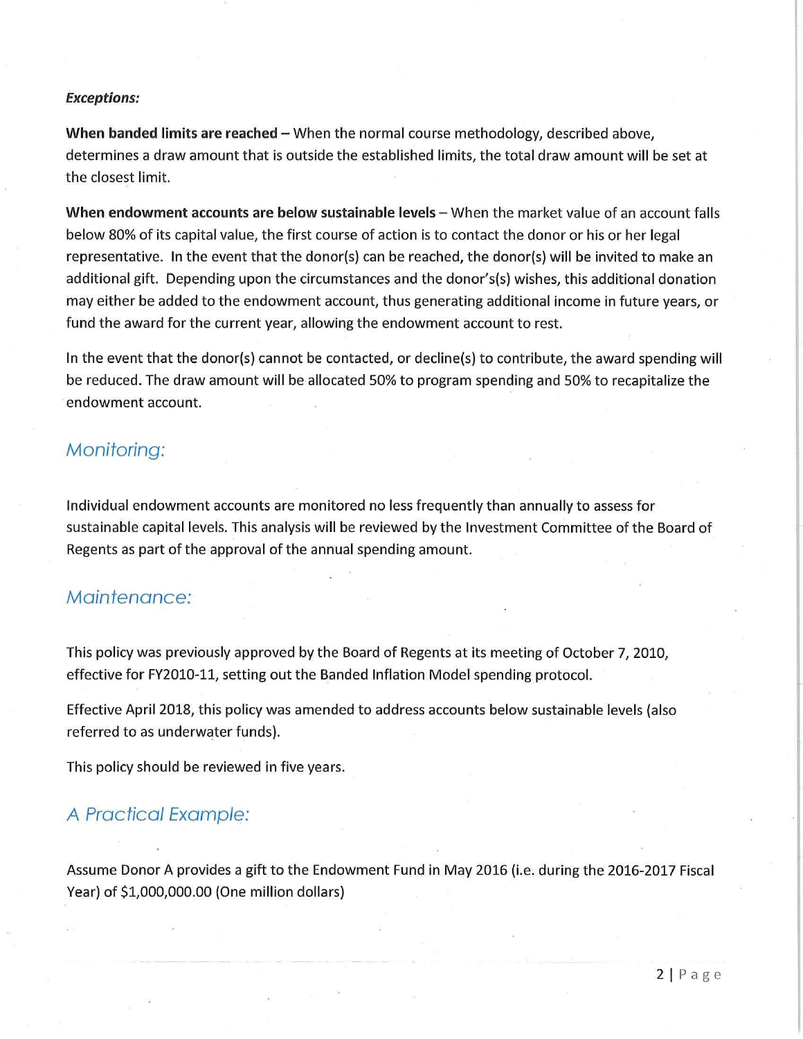***Exceptions:***

**When banded limits are reached** – When the normal course methodology, described above, determines a draw amount that is outside the established limits, the total draw amount will be set at the closest limit.

**When endowment accounts are below sustainable levels** – When the market value of an account falls below 80% of its capital value, the first course of action is to contact the donor or his or her legal representative. In the event that the donor(s) can be reached, the donor(s) will be invited to make an additional gift. Depending upon the circumstances and the donor's(s) wishes, this additional donation may either be added to the endowment account, thus generating additional income in future years, or fund the award for the current year, allowing the endowment account to rest.

In the event that the donor(s) cannot be contacted, or decline(s) to contribute, the award spending will be reduced. The draw amount will be allocated 50% to program spending and 50% to recapitalize the endowment account.

## Monitoring:

Individual endowment accounts are monitored no less frequently than annually to assess for sustainable capital levels. This analysis will be reviewed by the Investment Committee of the Board of Regents as part of the approval of the annual spending amount.

## Maintenance:

This policy was previously approved by the Board of Regents at its meeting of October 7, 2010, effective for FY2010-11, setting out the Banded Inflation Model spending protocol.

Effective April 2018, this policy was amended to address accounts below sustainable levels (also referred to as underwater funds).

This policy should be reviewed in five years.

## A Practical Example:

Assume Donor A provides a gift to the Endowment Fund in May 2016 (i.e. during the 2016-2017 Fiscal Year) of $1,000,000.00 (One million dollars)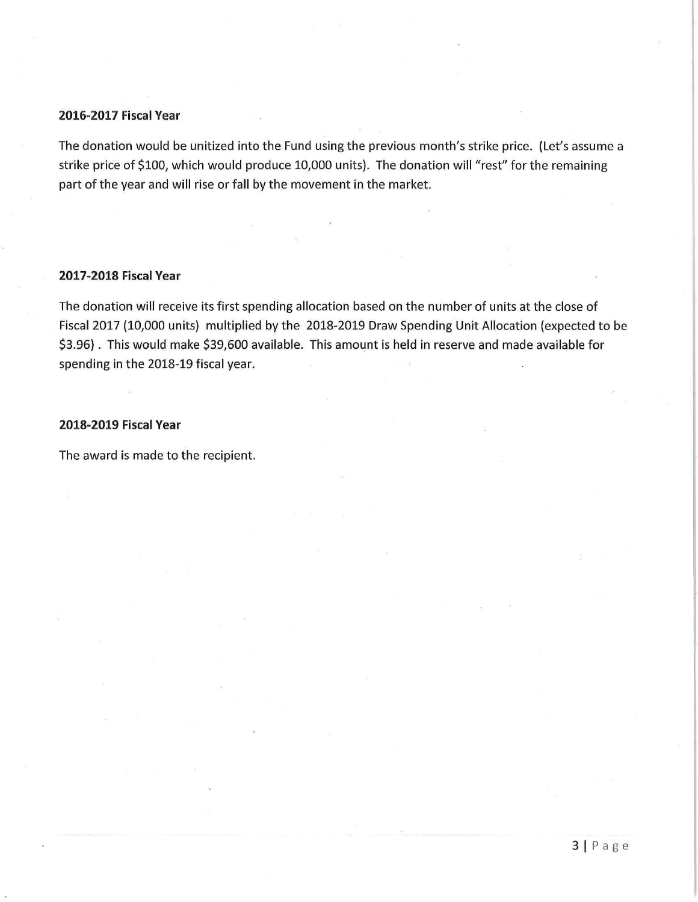**2016-2017 Fiscal Year**

The donation would be unitized into the Fund using the previous month's strike price. (Let's assume a strike price of $100, which would produce 10,000 units). The donation will "rest" for the remaining part of the year and will rise or fall by the movement in the market.

**2017-2018 Fiscal Year**

The donation will receive its first spending allocation based on the number of units at the close of Fiscal 2017 (10,000 units) multiplied by the 2018-2019 Draw Spending Unit Allocation (expected to be $3.96) . This would make $39,600 available. This amount is held in reserve and made available for spending in the 2018-19 fiscal year.

**2018-2019 Fiscal Year**

The award is made to the recipient.